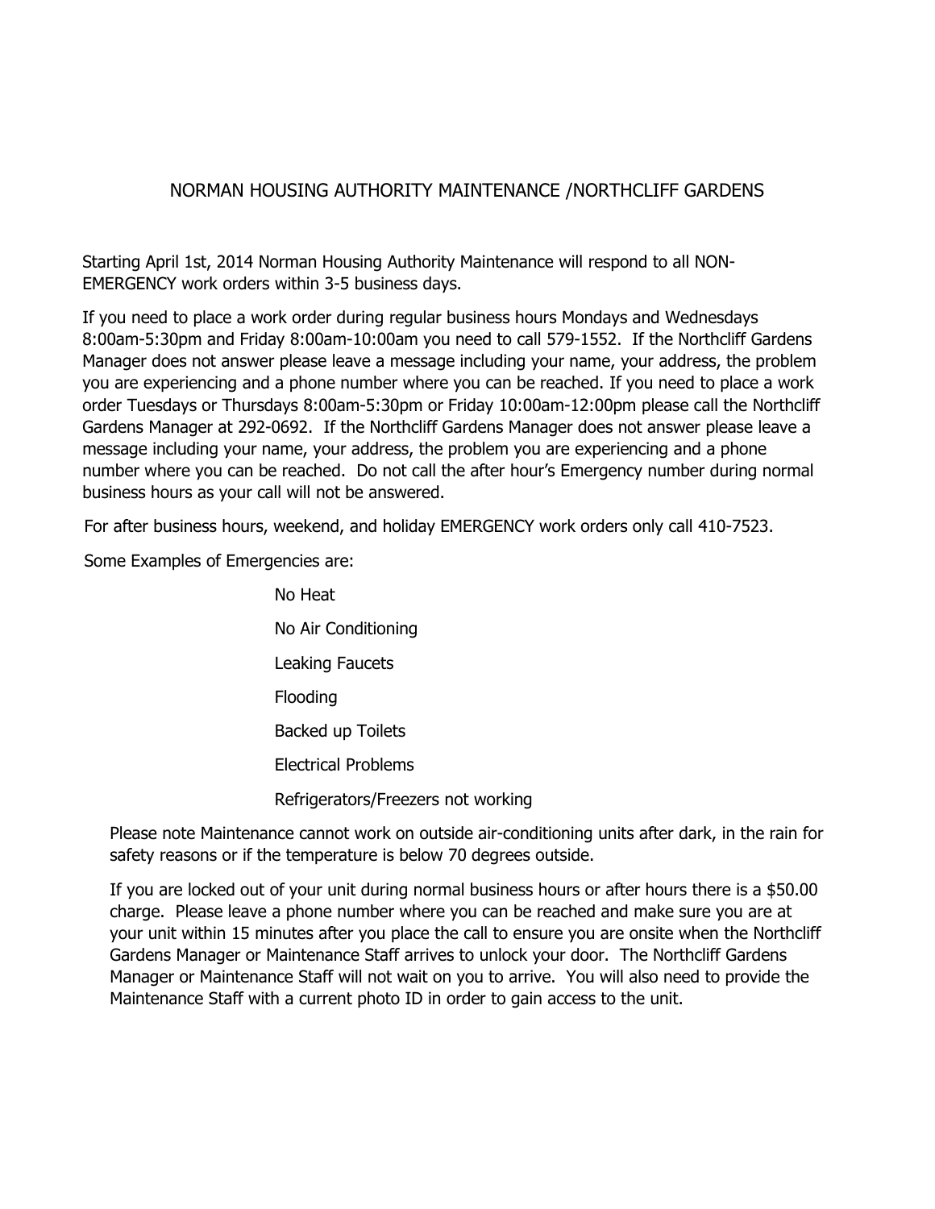# NORMAN HOUSING AUTHORITY MAINTENANCE /NORTHCLIFF GARDENS

Starting April 1st, 2014 Norman Housing Authority Maintenance will respond to all NON-EMERGENCY work orders within 3-5 business days.

If you need to place a work order during regular business hours Mondays and Wednesdays 8:00am-5:30pm and Friday 8:00am-10:00am you need to call 579-1552. If the Northcliff Gardens Manager does not answer please leave a message including your name, your address, the problem you are experiencing and a phone number where you can be reached. If you need to place a work order Tuesdays or Thursdays 8:00am-5:30pm or Friday 10:00am-12:00pm please call the Northcliff Gardens Manager at 292-0692. If the Northcliff Gardens Manager does not answer please leave a message including your name, your address, the problem you are experiencing and a phone number where you can be reached. Do not call the after hour's Emergency number during normal business hours as your call will not be answered.

For after business hours, weekend, and holiday EMERGENCY work orders only call 410-7523.

Some Examples of Emergencies are:

- No Heat
- No Air Conditioning
- Leaking Faucets
- Flooding
- Backed up Toilets
- Electrical Problems
- Refrigerators/Freezers not working

Please note Maintenance cannot work on outside air-conditioning units after dark, in the rain for safety reasons or if the temperature is below 70 degrees outside.

If you are locked out of your unit during normal business hours or after hours there is a $50.00 charge. Please leave a phone number where you can be reached and make sure you are at your unit within 15 minutes after you place the call to ensure you are onsite when the Northcliff Gardens Manager or Maintenance Staff arrives to unlock your door. The Northcliff Gardens Manager or Maintenance Staff will not wait on you to arrive. You will also need to provide the Maintenance Staff with a current photo ID in order to gain access to the unit.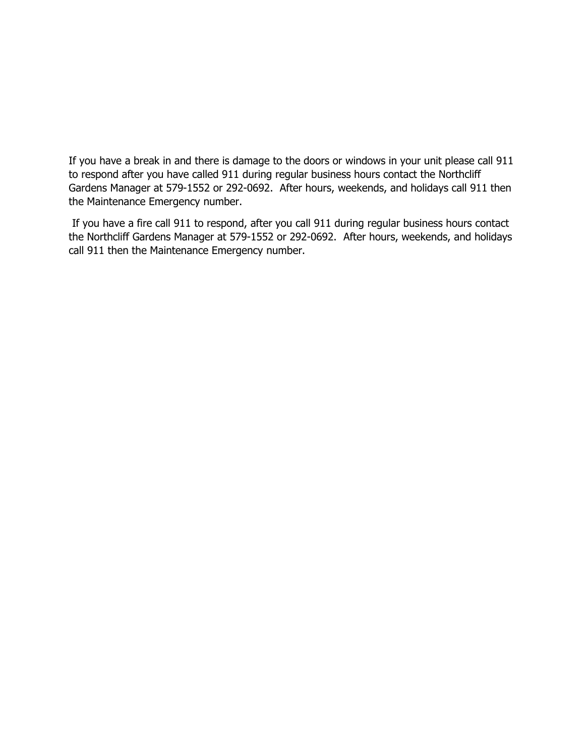If you have a break in and there is damage to the doors or windows in your unit please call 911 to respond after you have called 911 during regular business hours contact the Northcliff Gardens Manager at 579-1552 or 292-0692. After hours, weekends, and holidays call 911 then the Maintenance Emergency number.

If you have a fire call 911 to respond, after you call 911 during regular business hours contact the Northcliff Gardens Manager at 579-1552 or 292-0692. After hours, weekends, and holidays call 911 then the Maintenance Emergency number.